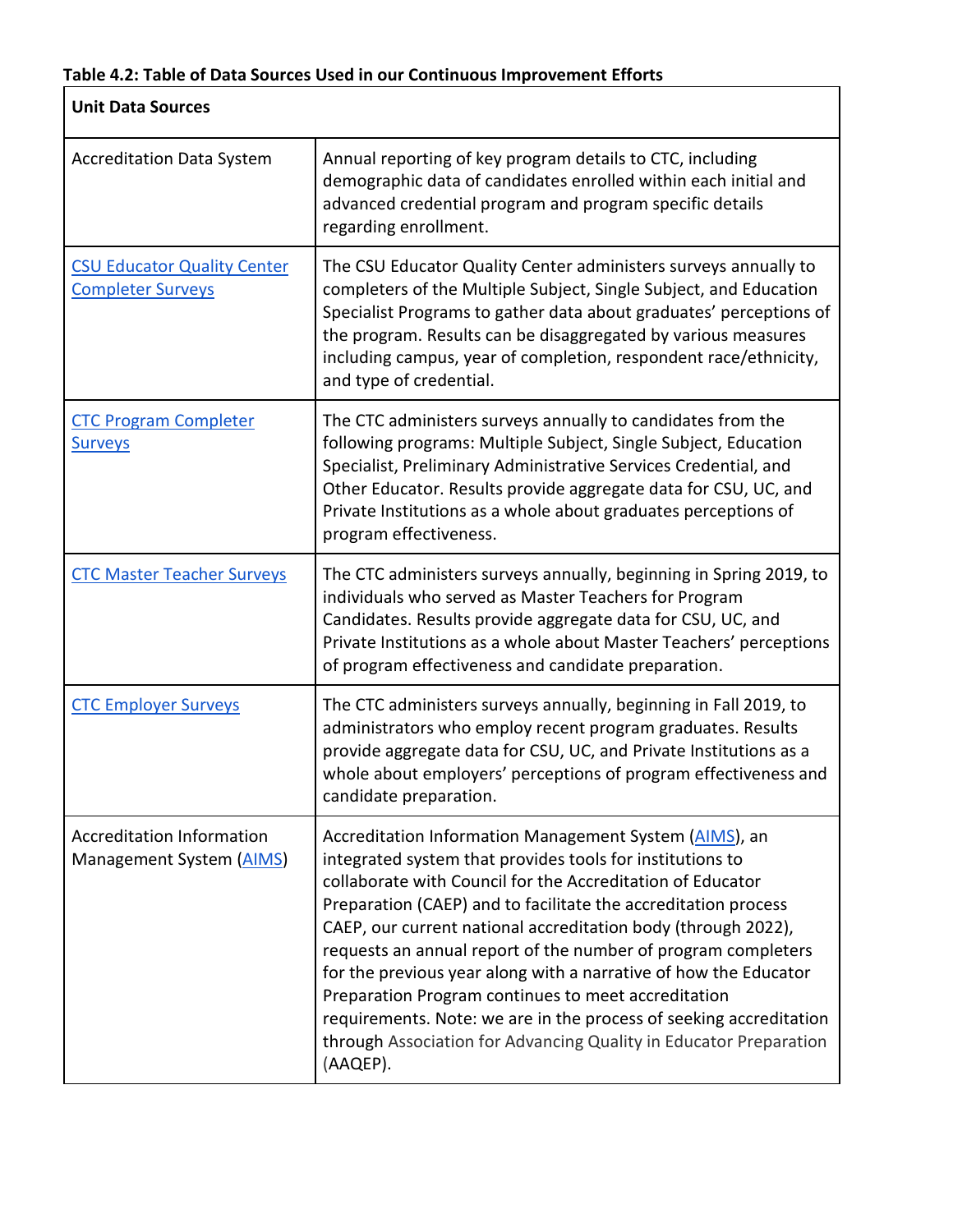**Table 4.2: Table of Data Sources Used in our Continuous Improvement Efforts**

| Unit Data Sources | |
|---|---|
| Accreditation Data System | Annual reporting of key program details to CTC, including demographic data of candidates enrolled within each initial and advanced credential program and program specific details regarding enrollment. |
| CSU Educator Quality Center Completer Surveys | The CSU Educator Quality Center administers surveys annually to completers of the Multiple Subject, Single Subject, and Education Specialist Programs to gather data about graduates' perceptions of the program. Results can be disaggregated by various measures including campus, year of completion, respondent race/ethnicity, and type of credential. |
| CTC Program Completer Surveys | The CTC administers surveys annually to candidates from the following programs: Multiple Subject, Single Subject, Education Specialist, Preliminary Administrative Services Credential, and Other Educator. Results provide aggregate data for CSU, UC, and Private Institutions as a whole about graduates perceptions of program effectiveness. |
| CTC Master Teacher Surveys | The CTC administers surveys annually, beginning in Spring 2019, to individuals who served as Master Teachers for Program Candidates. Results provide aggregate data for CSU, UC, and Private Institutions as a whole about Master Teachers' perceptions of program effectiveness and candidate preparation. |
| CTC Employer Surveys | The CTC administers surveys annually, beginning in Fall 2019, to administrators who employ recent program graduates. Results provide aggregate data for CSU, UC, and Private Institutions as a whole about employers' perceptions of program effectiveness and candidate preparation. |
| Accreditation Information Management System (AIMS) | Accreditation Information Management System (AIMS), an integrated system that provides tools for institutions to collaborate with Council for the Accreditation of Educator Preparation (CAEP) and to facilitate the accreditation process CAEP, our current national accreditation body (through 2022), requests an annual report of the number of program completers for the previous year along with a narrative of how the Educator Preparation Program continues to meet accreditation requirements. Note: we are in the process of seeking accreditation through Association for Advancing Quality in Educator Preparation (AAQEP). |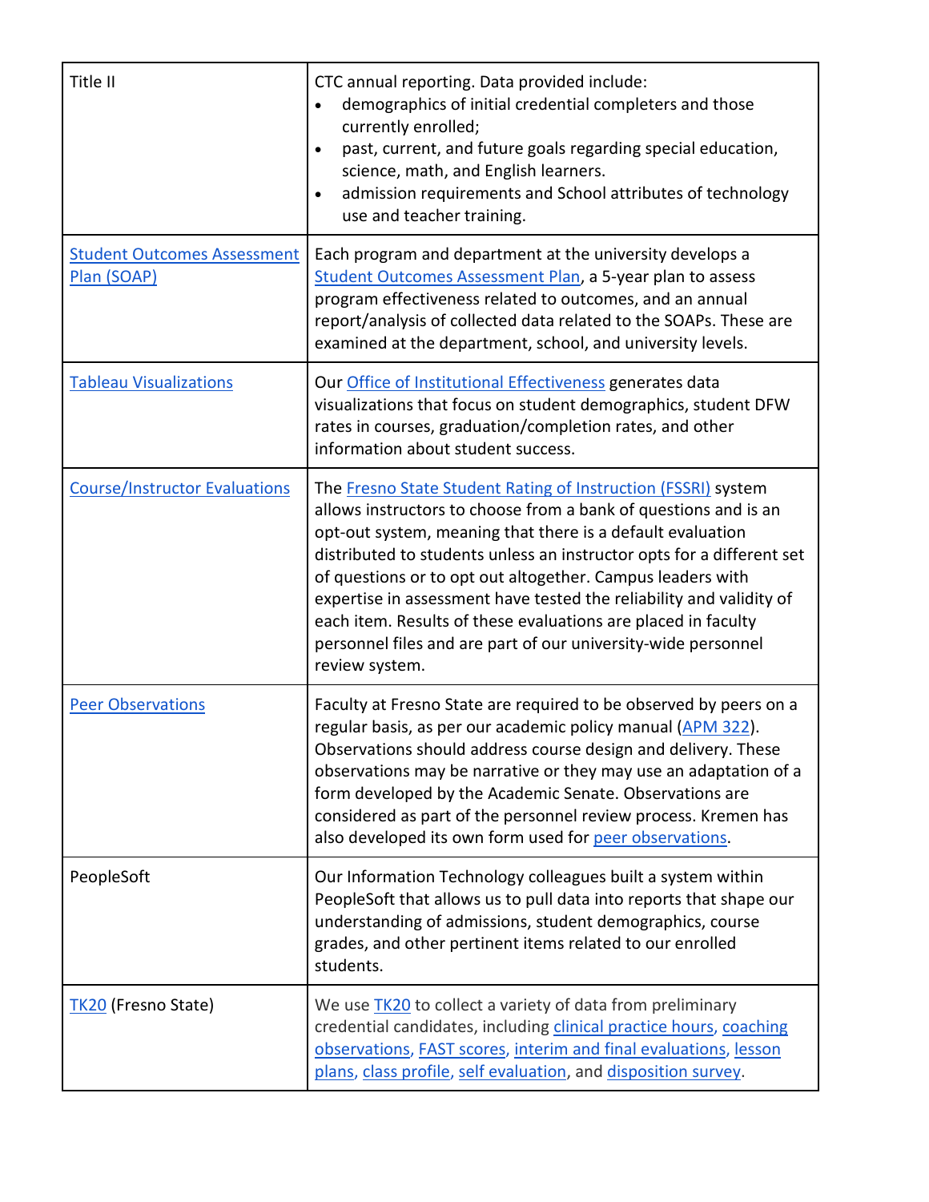| | |
|---|---|
| Title II | CTC annual reporting. Data provided include:<br>• demographics of initial credential completers and those currently enrolled;<br>• past, current, and future goals regarding special education, science, math, and English learners.<br>• admission requirements and School attributes of technology use and teacher training. |
| Student Outcomes Assessment Plan (SOAP) | Each program and department at the university develops a Student Outcomes Assessment Plan, a 5-year plan to assess program effectiveness related to outcomes, and an annual report/analysis of collected data related to the SOAPs. These are examined at the department, school, and university levels. |
| Tableau Visualizations | Our Office of Institutional Effectiveness generates data visualizations that focus on student demographics, student DFW rates in courses, graduation/completion rates, and other information about student success. |
| Course/Instructor Evaluations | The Fresno State Student Rating of Instruction (FSSRI) system allows instructors to choose from a bank of questions and is an opt-out system, meaning that there is a default evaluation distributed to students unless an instructor opts for a different set of questions or to opt out altogether. Campus leaders with expertise in assessment have tested the reliability and validity of each item. Results of these evaluations are placed in faculty personnel files and are part of our university-wide personnel review system. |
| Peer Observations | Faculty at Fresno State are required to be observed by peers on a regular basis, as per our academic policy manual (APM 322). Observations should address course design and delivery. These observations may be narrative or they may use an adaptation of a form developed by the Academic Senate. Observations are considered as part of the personnel review process. Kremen has also developed its own form used for peer observations. |
| PeopleSoft | Our Information Technology colleagues built a system within PeopleSoft that allows us to pull data into reports that shape our understanding of admissions, student demographics, course grades, and other pertinent items related to our enrolled students. |
| TK20 (Fresno State) | We use TK20 to collect a variety of data from preliminary credential candidates, including clinical practice hours, coaching observations, FAST scores, interim and final evaluations, lesson plans, class profile, self evaluation, and disposition survey. |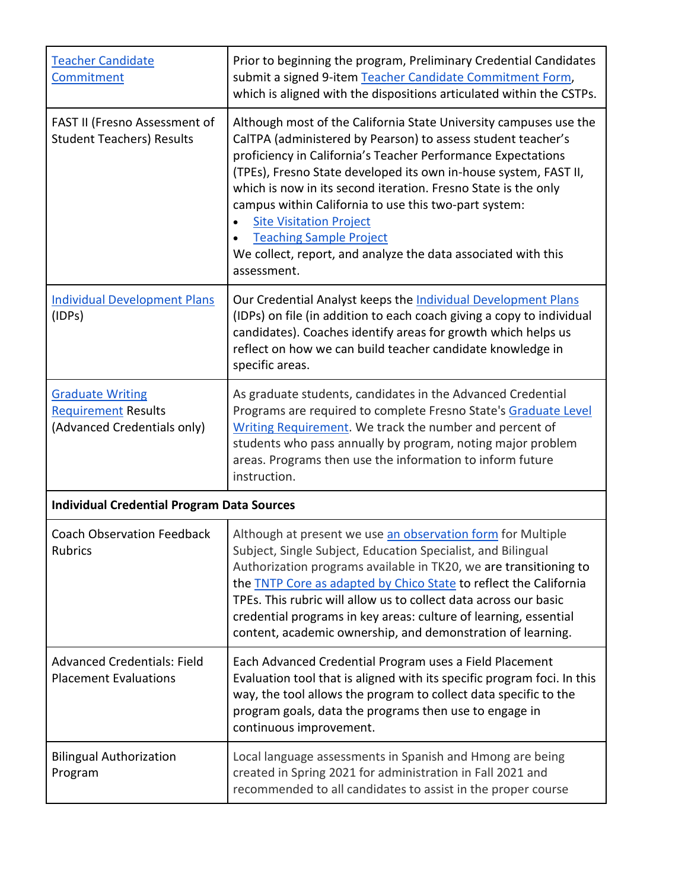| | |
|---|---|
| Teacher Candidate Commitment | Prior to beginning the program, Preliminary Credential Candidates submit a signed 9-item Teacher Candidate Commitment Form, which is aligned with the dispositions articulated within the CSTPs. |
| FAST II (Fresno Assessment of Student Teachers) Results | Although most of the California State University campuses use the CalTPA (administered by Pearson) to assess student teacher's proficiency in California's Teacher Performance Expectations (TPEs), Fresno State developed its own in-house system, FAST II, which is now in its second iteration. Fresno State is the only campus within California to use this two-part system:<br>• Site Visitation Project<br>• Teaching Sample Project<br>We collect, report, and analyze the data associated with this assessment. |
| Individual Development Plans (IDPs) | Our Credential Analyst keeps the Individual Development Plans (IDPs) on file (in addition to each coach giving a copy to individual candidates). Coaches identify areas for growth which helps us reflect on how we can build teacher candidate knowledge in specific areas. |
| Graduate Writing Requirement Results (Advanced Credentials only) | As graduate students, candidates in the Advanced Credential Programs are required to complete Fresno State's Graduate Level Writing Requirement. We track the number and percent of students who pass annually by program, noting major problem areas. Programs then use the information to inform future instruction. |
| **Individual Credential Program Data Sources** | |
| Coach Observation Feedback Rubrics | Although at present we use an observation form for Multiple Subject, Single Subject, Education Specialist, and Bilingual Authorization programs available in TK20, we are transitioning to the TNTP Core as adapted by Chico State to reflect the California TPEs. This rubric will allow us to collect data across our basic credential programs in key areas: culture of learning, essential content, academic ownership, and demonstration of learning. |
| Advanced Credentials: Field Placement Evaluations | Each Advanced Credential Program uses a Field Placement Evaluation tool that is aligned with its specific program foci. In this way, the tool allows the program to collect data specific to the program goals, data the programs then use to engage in continuous improvement. |
| Bilingual Authorization Program | Local language assessments in Spanish and Hmong are being created in Spring 2021 for administration in Fall 2021 and recommended to all candidates to assist in the proper course |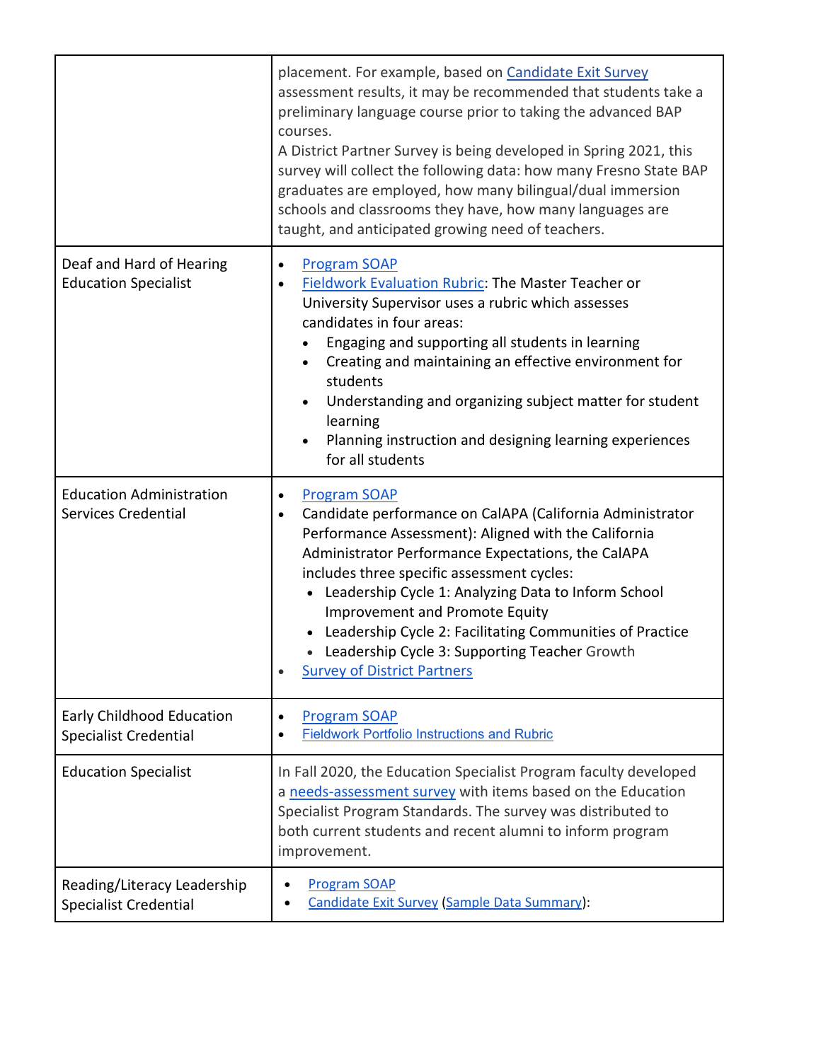| | |
|---|---|
| | placement. For example, based on Candidate Exit Survey assessment results, it may be recommended that students take a preliminary language course prior to taking the advanced BAP courses.<br>A District Partner Survey is being developed in Spring 2021, this survey will collect the following data: how many Fresno State BAP graduates are employed, how many bilingual/dual immersion schools and classrooms they have, how many languages are taught, and anticipated growing need of teachers. |
| Deaf and Hard of Hearing Education Specialist | • Program SOAP<br>• Fieldwork Evaluation Rubric: The Master Teacher or University Supervisor uses a rubric which assesses candidates in four areas:<br>&nbsp;&nbsp;• Engaging and supporting all students in learning<br>&nbsp;&nbsp;• Creating and maintaining an effective environment for students<br>&nbsp;&nbsp;• Understanding and organizing subject matter for student learning<br>&nbsp;&nbsp;• Planning instruction and designing learning experiences for all students |
| Education Administration Services Credential | • Program SOAP<br>• Candidate performance on CalAPA (California Administrator Performance Assessment): Aligned with the California Administrator Performance Expectations, the CalAPA includes three specific assessment cycles:<br>&nbsp;&nbsp;• Leadership Cycle 1: Analyzing Data to Inform School Improvement and Promote Equity<br>&nbsp;&nbsp;• Leadership Cycle 2: Facilitating Communities of Practice<br>&nbsp;&nbsp;• Leadership Cycle 3: Supporting Teacher Growth<br>• Survey of District Partners |
| Early Childhood Education Specialist Credential | • Program SOAP<br>• Fieldwork Portfolio Instructions and Rubric |
| Education Specialist | In Fall 2020, the Education Specialist Program faculty developed a needs-assessment survey with items based on the Education Specialist Program Standards. The survey was distributed to both current students and recent alumni to inform program improvement. |
| Reading/Literacy Leadership Specialist Credential | • Program SOAP<br>• Candidate Exit Survey (Sample Data Summary): |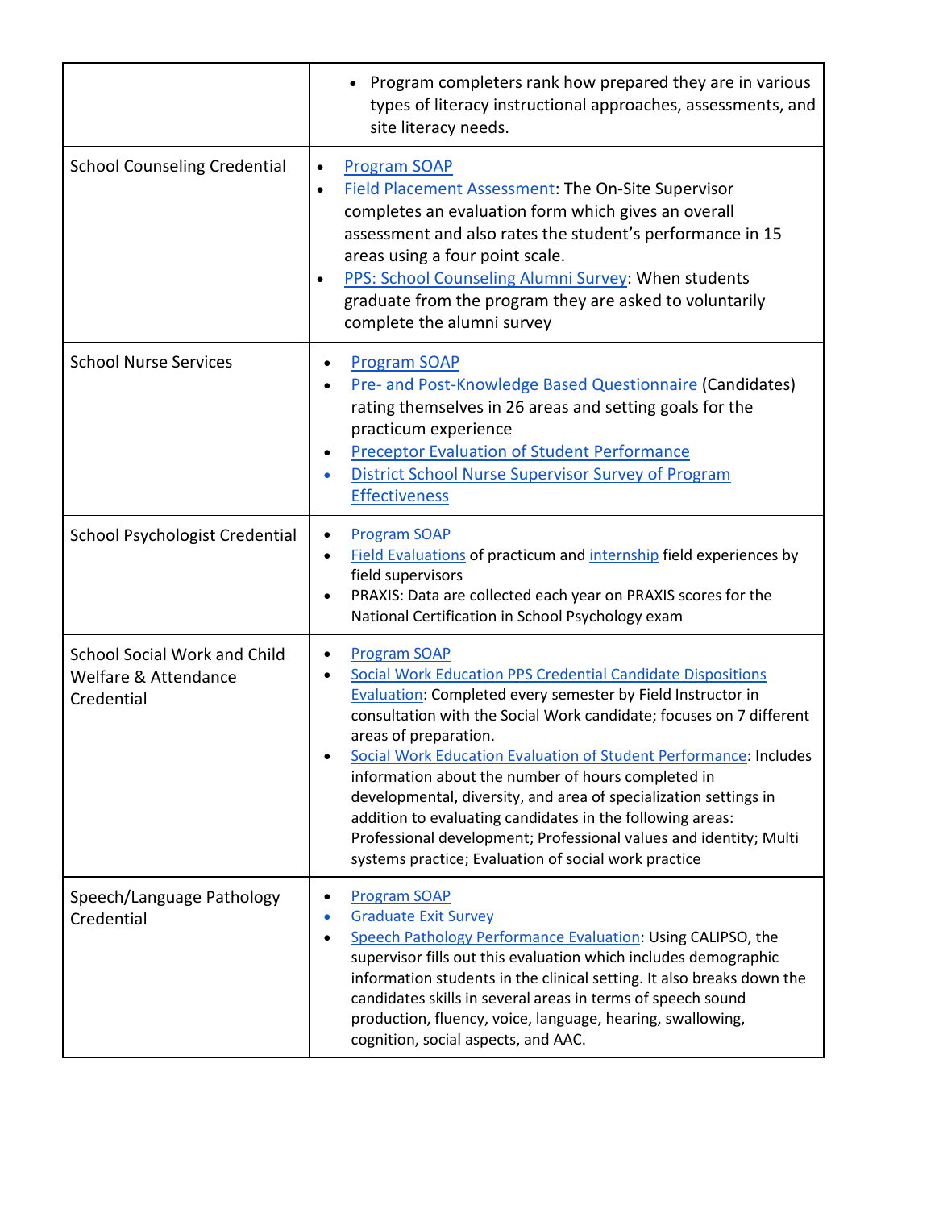| | |
|---|---|
| | • Program completers rank how prepared they are in various types of literacy instructional approaches, assessments, and site literacy needs. |
| School Counseling Credential | • [Program SOAP]<br>• [Field Placement Assessment]: The On-Site Supervisor completes an evaluation form which gives an overall assessment and also rates the student's performance in 15 areas using a four point scale.<br>• [PPS: School Counseling Alumni Survey]: When students graduate from the program they are asked to voluntarily complete the alumni survey |
| School Nurse Services | • [Program SOAP]<br>• [Pre- and Post-Knowledge Based Questionnaire] (Candidates) rating themselves in 26 areas and setting goals for the practicum experience<br>• [Preceptor Evaluation of Student Performance]<br>• [District School Nurse Supervisor Survey of Program Effectiveness] |
| School Psychologist Credential | • [Program SOAP]<br>• [Field Evaluations] of practicum and [internship] field experiences by field supervisors<br>• PRAXIS: Data are collected each year on PRAXIS scores for the National Certification in School Psychology exam |
| School Social Work and Child Welfare & Attendance Credential | • [Program SOAP]<br>• [Social Work Education PPS Credential Candidate Dispositions Evaluation]: Completed every semester by Field Instructor in consultation with the Social Work candidate; focuses on 7 different areas of preparation.<br>• [Social Work Education Evaluation of Student Performance]: Includes information about the number of hours completed in developmental, diversity, and area of specialization settings in addition to evaluating candidates in the following areas: Professional development; Professional values and identity; Multi systems practice; Evaluation of social work practice |
| Speech/Language Pathology Credential | • [Program SOAP]<br>• [Graduate Exit Survey]<br>• [Speech Pathology Performance Evaluation]: Using CALIPSO, the supervisor fills out this evaluation which includes demographic information students in the clinical setting. It also breaks down the candidates skills in several areas in terms of speech sound production, fluency, voice, language, hearing, swallowing, cognition, social aspects, and AAC. |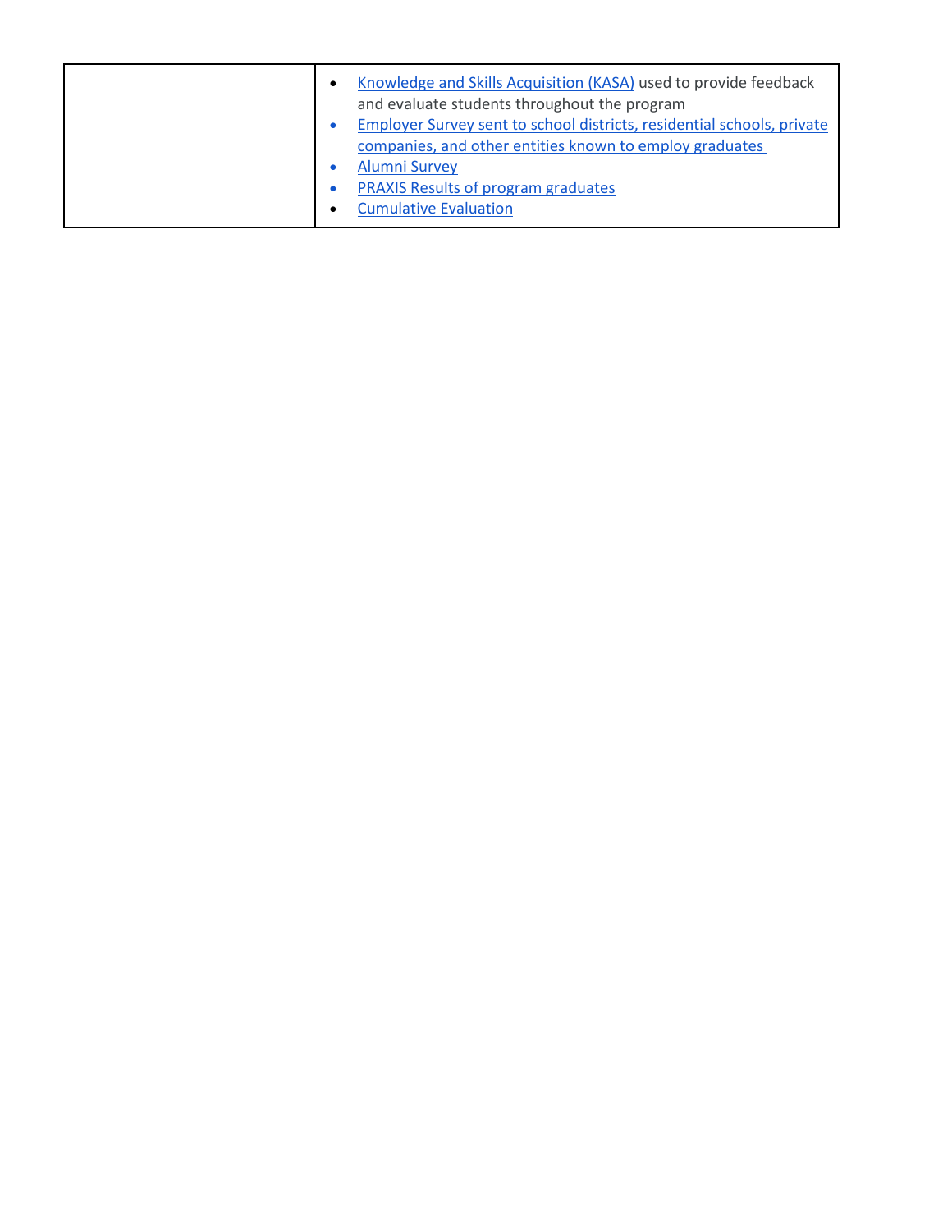| | |
|---|---|
| | <ul><li>Knowledge and Skills Acquisition (KASA) used to provide feedback and evaluate students throughout the program</li><li>Employer Survey sent to school districts, residential schools, private companies, and other entities known to employ graduates</li><li>Alumni Survey</li><li>PRAXIS Results of program graduates</li><li>Cumulative Evaluation</li></ul> |